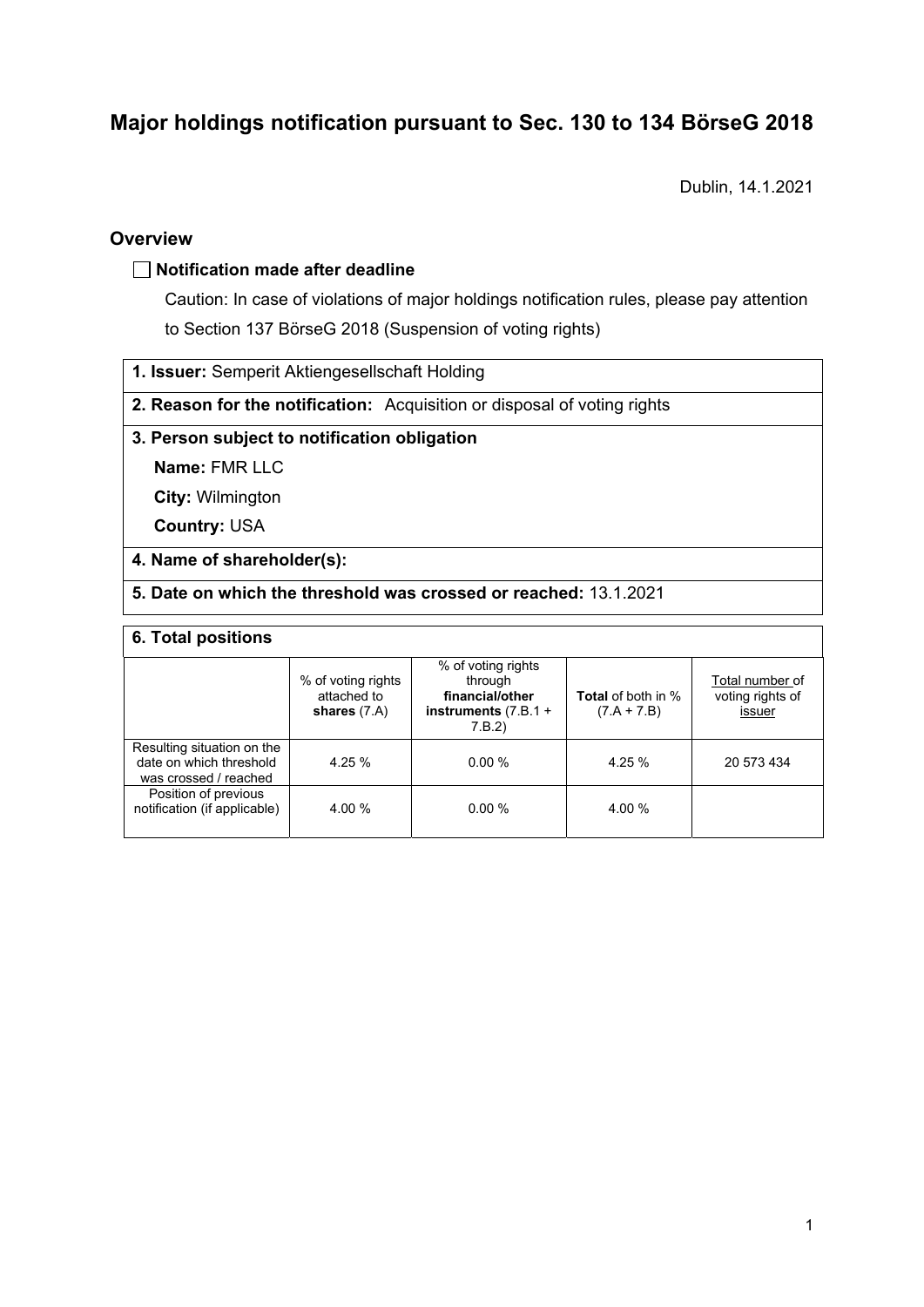# Major holdings notification pursuant to Sec. 130 to 134 BörseG 2018

Dublin, 14.1.2021

## Overview

☐ **Notification made after deadline**

Caution: In case of violations of major holdings notification rules, please pay attention to Section 137 BörseG 2018 (Suspension of voting rights)

**1. Issuer:** Semperit Aktiengesellschaft Holding

**2. Reason for the notification:** Acquisition or disposal of voting rights

**3. Person subject to notification obligation**

**Name:** FMR LLC

**City:** Wilmington

**Country:** USA

**4. Name of shareholder(s):**

**5. Date on which the threshold was crossed or reached:** 13.1.2021

**6. Total positions**

| | % of voting rights attached to **shares** (7.A) | % of voting rights through **financial/other instruments** (7.B.1 + 7.B.2) | **Total** of both in % (7.A + 7.B) | Total number of voting rights of issuer |
|---|---|---|---|---|
| Resulting situation on the date on which threshold was crossed / reached | 4.25 % | 0.00 % | 4.25 % | 20 573 434 |
| Position of previous notification (if applicable) | 4.00 % | 0.00 % | 4.00 % | |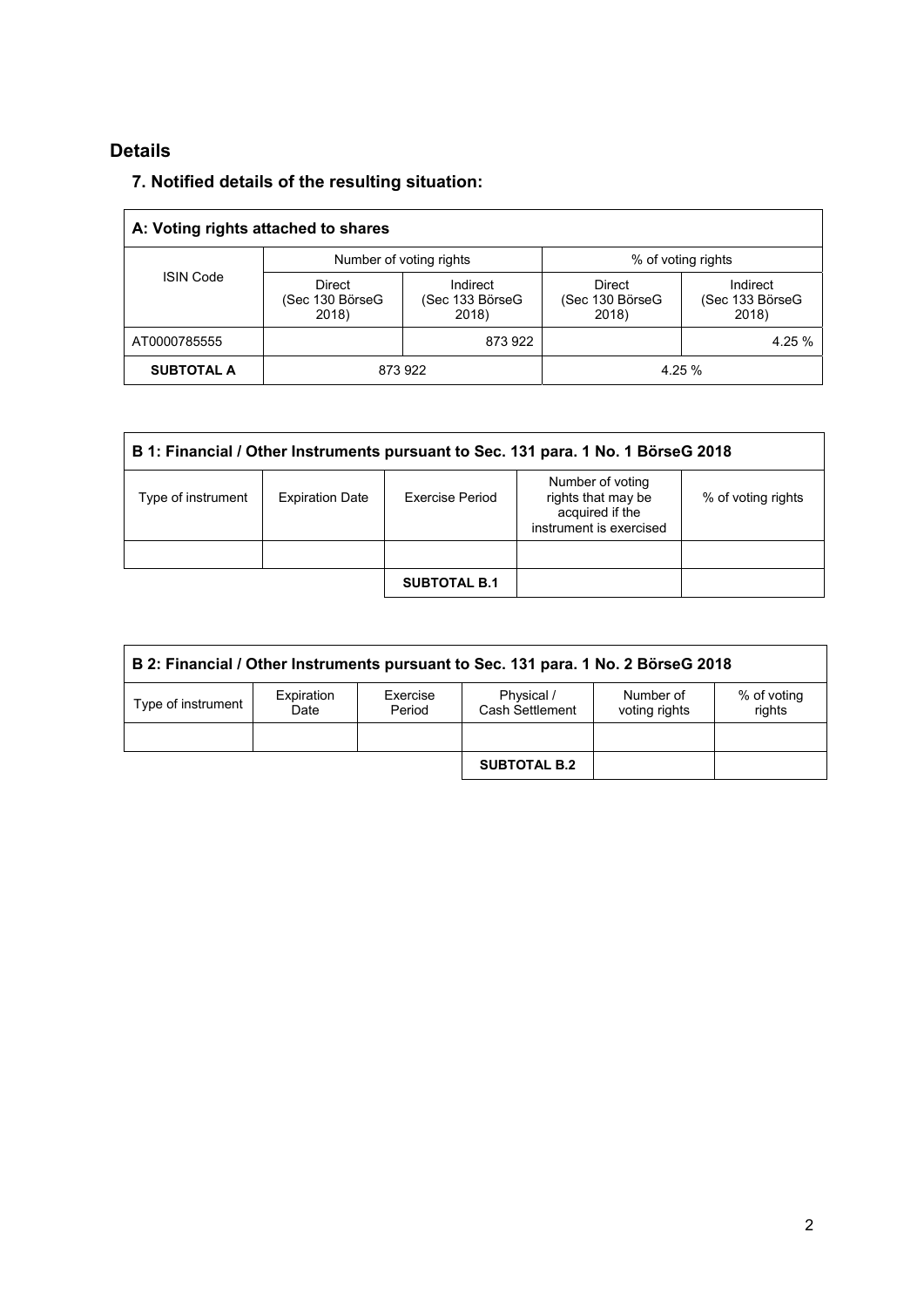## Details

### 7. Notified details of the resulting situation:

| A: Voting rights attached to shares | | | | |
|---|---|---|---|---|
| ISIN Code | Number of voting rights | | % of voting rights | |
| | Direct (Sec 130 BörseG 2018) | Indirect (Sec 133 BörseG 2018) | Direct (Sec 130 BörseG 2018) | Indirect (Sec 133 BörseG 2018) |
| AT0000785555 | | 873 922 | | 4.25 % |
| **SUBTOTAL A** | 873 922 | | 4.25 % | |

| B 1: Financial / Other Instruments pursuant to Sec. 131 para. 1 No. 1 BörseG 2018 | | | | |
|---|---|---|---|---|
| Type of instrument | Expiration Date | Exercise Period | Number of voting rights that may be acquired if the instrument is exercised | % of voting rights |
| | | | | |
| | | **SUBTOTAL B.1** | | |

| B 2: Financial / Other Instruments pursuant to Sec. 131 para. 1 No. 2 BörseG 2018 | | | | | |
|---|---|---|---|---|---|
| Type of instrument | Expiration Date | Exercise Period | Physical / Cash Settlement | Number of voting rights | % of voting rights |
| | | | | | |
| | | | **SUBTOTAL B.2** | | |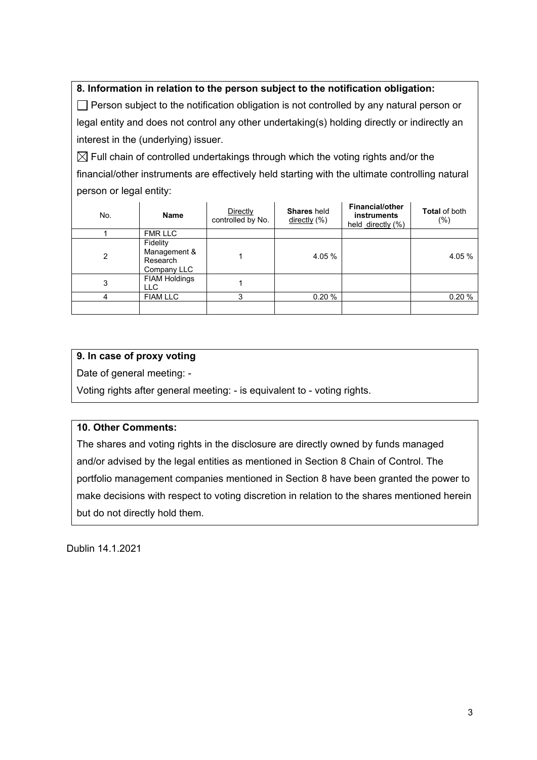**8. Information in relation to the person subject to the notification obligation:**

☐ Person subject to the notification obligation is not controlled by any natural person or legal entity and does not control any other undertaking(s) holding directly or indirectly an interest in the (underlying) issuer.

☒ Full chain of controlled undertakings through which the voting rights and/or the financial/other instruments are effectively held starting with the ultimate controlling natural person or legal entity:

| No. | Name | Directly controlled by No. | **Shares** held directly (%) | **Financial/other instruments** held directly (%) | **Total** of both (%) |
|---|---|---|---|---|---|
| 1 | FMR LLC | | | | |
| 2 | Fidelity Management & Research Company LLC | 1 | 4.05 % | | 4.05 % |
| 3 | FIAM Holdings LLC | 1 | | | |
| 4 | FIAM LLC | 3 | 0.20 % | | 0.20 % |
| | | | | | |

**9. In case of proxy voting**

Date of general meeting: -

Voting rights after general meeting: - is equivalent to - voting rights.

**10. Other Comments:**

The shares and voting rights in the disclosure are directly owned by funds managed and/or advised by the legal entities as mentioned in Section 8 Chain of Control. The portfolio management companies mentioned in Section 8 have been granted the power to make decisions with respect to voting discretion in relation to the shares mentioned herein but do not directly hold them.

Dublin 14.1.2021